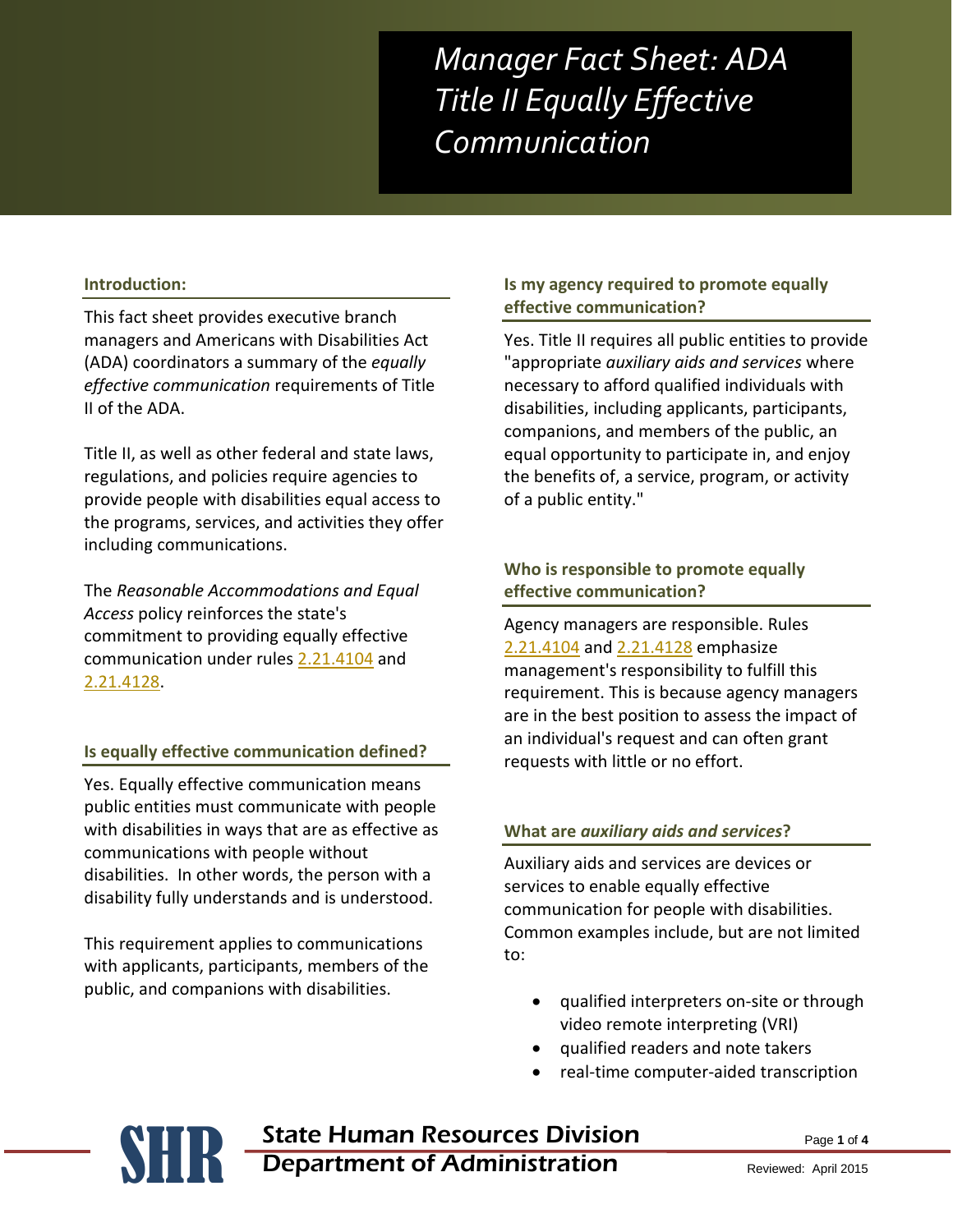# Manager Fact Sheet: ADA Title II Equally Effective Communication

## Introduction:

This fact sheet provides executive branch managers and Americans with Disabilities Act (ADA) coordinators a summary of the *equally effective communication* requirements of Title II of the ADA.

Title II, as well as other federal and state laws, regulations, and policies require agencies to provide people with disabilities equal access to the programs, services, and activities they offer including communications.

The *Reasonable Accommodations and Equal Access* policy reinforces the state's commitment to providing equally effective communication under rules 2.21.4104 and 2.21.4128.

## Is equally effective communication defined?

Yes. Equally effective communication means public entities must communicate with people with disabilities in ways that are as effective as communications with people without disabilities. In other words, the person with a disability fully understands and is understood.

This requirement applies to communications with applicants, participants, members of the public, and companions with disabilities.

## Is my agency required to promote equally effective communication?

Yes. Title II requires all public entities to provide "appropriate *auxiliary aids and services* where necessary to afford qualified individuals with disabilities, including applicants, participants, companions, and members of the public, an equal opportunity to participate in, and enjoy the benefits of, a service, program, or activity of a public entity."

## Who is responsible to promote equally effective communication?

Agency managers are responsible. Rules 2.21.4104 and 2.21.4128 emphasize management's responsibility to fulfill this requirement. This is because agency managers are in the best position to assess the impact of an individual's request and can often grant requests with little or no effort.

## What are *auxiliary aids and services*?

Auxiliary aids and services are devices or services to enable equally effective communication for people with disabilities. Common examples include, but are not limited to:

- qualified interpreters on-site or through video remote interpreting (VRI)
- qualified readers and note takers
- real-time computer-aided transcription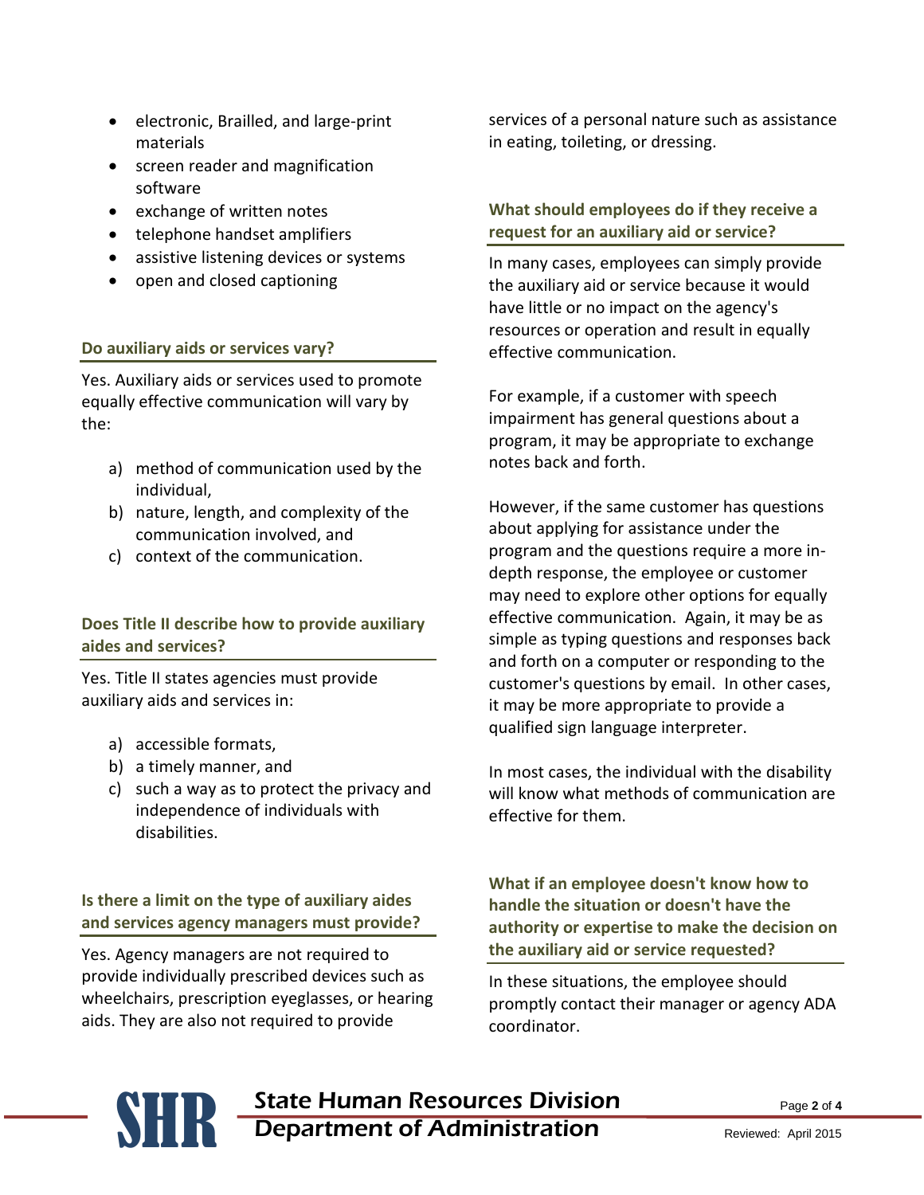- electronic, Brailled, and large-print materials
- screen reader and magnification software
- exchange of written notes
- telephone handset amplifiers
- assistive listening devices or systems
- open and closed captioning

### Do auxiliary aids or services vary?

Yes. Auxiliary aids or services used to promote equally effective communication will vary by the:

a) method of communication used by the individual,
b) nature, length, and complexity of the communication involved, and
c) context of the communication.

### Does Title II describe how to provide auxiliary aides and services?

Yes. Title II states agencies must provide auxiliary aids and services in:

a) accessible formats,
b) a timely manner, and
c) such a way as to protect the privacy and independence of individuals with disabilities.

### Is there a limit on the type of auxiliary aides and services agency managers must provide?

Yes. Agency managers are not required to provide individually prescribed devices such as wheelchairs, prescription eyeglasses, or hearing aids. They are also not required to provide services of a personal nature such as assistance in eating, toileting, or dressing.

### What should employees do if they receive a request for an auxiliary aid or service?

In many cases, employees can simply provide the auxiliary aid or service because it would have little or no impact on the agency's resources or operation and result in equally effective communication.

For example, if a customer with speech impairment has general questions about a program, it may be appropriate to exchange notes back and forth.

However, if the same customer has questions about applying for assistance under the program and the questions require a more in-depth response, the employee or customer may need to explore other options for equally effective communication. Again, it may be as simple as typing questions and responses back and forth on a computer or responding to the customer's questions by email. In other cases, it may be more appropriate to provide a qualified sign language interpreter.

In most cases, the individual with the disability will know what methods of communication are effective for them.

### What if an employee doesn't know how to handle the situation or doesn't have the authority or expertise to make the decision on the auxiliary aid or service requested?

In these situations, the employee should promptly contact their manager or agency ADA coordinator.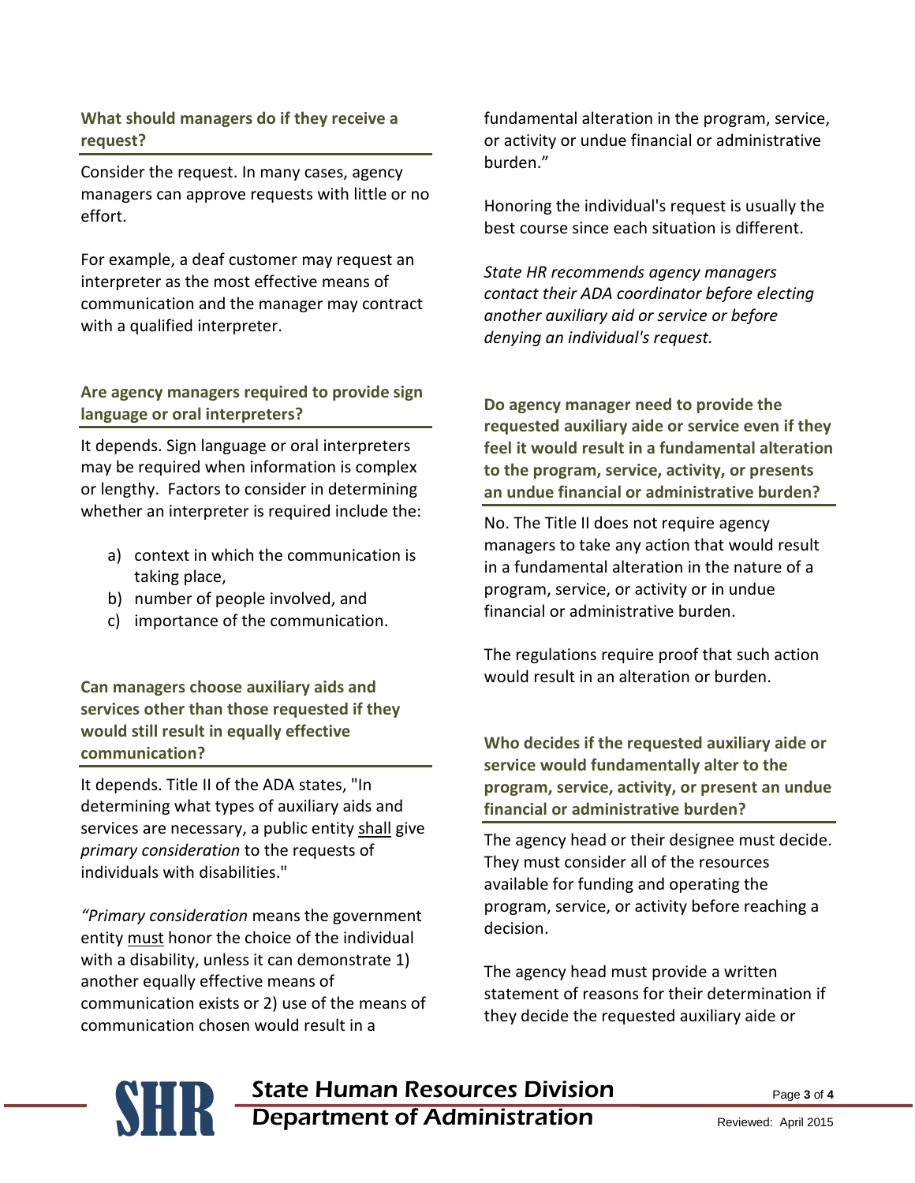### What should managers do if they receive a request?

Consider the request. In many cases, agency managers can approve requests with little or no effort.

For example, a deaf customer may request an interpreter as the most effective means of communication and the manager may contract with a qualified interpreter.

### Are agency managers required to provide sign language or oral interpreters?

It depends. Sign language or oral interpreters may be required when information is complex or lengthy. Factors to consider in determining whether an interpreter is required include the:

a) context in which the communication is taking place,
b) number of people involved, and
c) importance of the communication.

### Can managers choose auxiliary aids and services other than those requested if they would still result in equally effective communication?

It depends. Title II of the ADA states, "In determining what types of auxiliary aids and services are necessary, a public entity shall give *primary consideration* to the requests of individuals with disabilities."

*"Primary consideration* means the government entity must honor the choice of the individual with a disability, unless it can demonstrate 1) another equally effective means of communication exists or 2) use of the means of communication chosen would result in a fundamental alteration in the program, service, or activity or undue financial or administrative burden."

Honoring the individual's request is usually the best course since each situation is different.

*State HR recommends agency managers contact their ADA coordinator before electing another auxiliary aid or service or before denying an individual's request.*

### Do agency manager need to provide the requested auxiliary aide or service even if they feel it would result in a fundamental alteration to the program, service, activity, or presents an undue financial or administrative burden?

No. The Title II does not require agency managers to take any action that would result in a fundamental alteration in the nature of a program, service, or activity or in undue financial or administrative burden.

The regulations require proof that such action would result in an alteration or burden.

### Who decides if the requested auxiliary aide or service would fundamentally alter to the program, service, activity, or present an undue financial or administrative burden?

The agency head or their designee must decide. They must consider all of the resources available for funding and operating the program, service, or activity before reaching a decision.

The agency head must provide a written statement of reasons for their determination if they decide the requested auxiliary aide or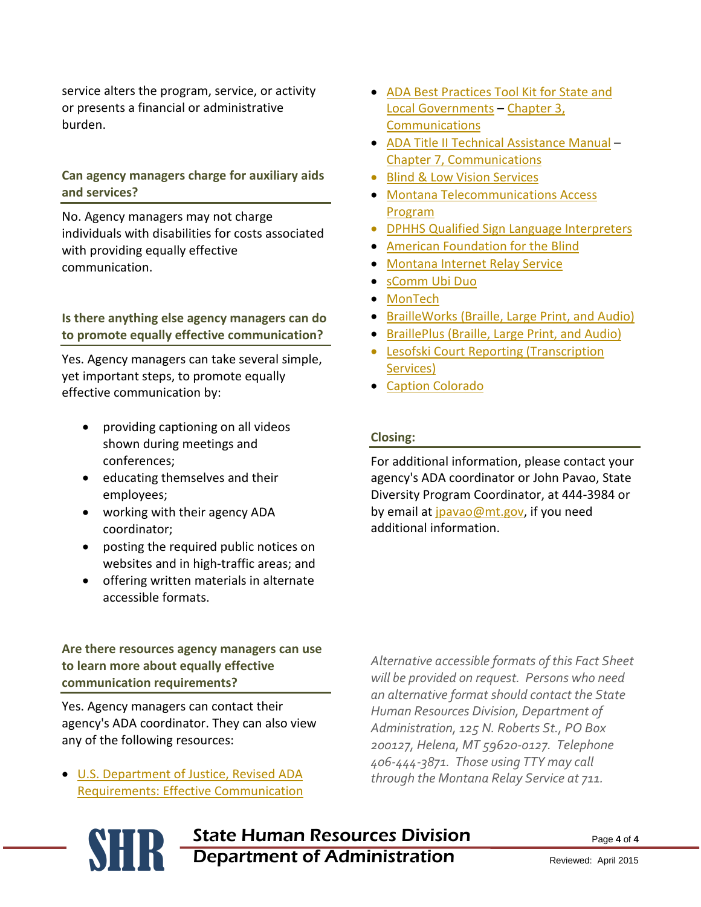service alters the program, service, or activity or presents a financial or administrative burden.

### Can agency managers charge for auxiliary aids and services?

No. Agency managers may not charge individuals with disabilities for costs associated with providing equally effective communication.

### Is there anything else agency managers can do to promote equally effective communication?

Yes. Agency managers can take several simple, yet important steps, to promote equally effective communication by:

- providing captioning on all videos shown during meetings and conferences;
- educating themselves and their employees;
- working with their agency ADA coordinator;
- posting the required public notices on websites and in high-traffic areas; and
- offering written materials in alternate accessible formats.

### Are there resources agency managers can use to learn more about equally effective communication requirements?

Yes. Agency managers can contact their agency's ADA coordinator. They can also view any of the following resources:

- U.S. Department of Justice, Revised ADA Requirements: Effective Communication
- ADA Best Practices Tool Kit for State and Local Governments – Chapter 3, Communications
- ADA Title II Technical Assistance Manual – Chapter 7, Communications
- Blind & Low Vision Services
- Montana Telecommunications Access Program
- DPHHS Qualified Sign Language Interpreters
- American Foundation for the Blind
- Montana Internet Relay Service
- sComm Ubi Duo
- MonTech
- BrailleWorks (Braille, Large Print, and Audio)
- BraillePlus (Braille, Large Print, and Audio)
- Lesofski Court Reporting (Transcription Services)
- Caption Colorado

### Closing:

For additional information, please contact your agency's ADA coordinator or John Pavao, State Diversity Program Coordinator, at 444-3984 or by email at jpavao@mt.gov, if you need additional information.

*Alternative accessible formats of this Fact Sheet will be provided on request. Persons who need an alternative format should contact the State Human Resources Division, Department of Administration, 125 N. Roberts St., PO Box 200127, Helena, MT 59620-0127. Telephone 406-444-3871. Those using TTY may call through the Montana Relay Service at 711.*